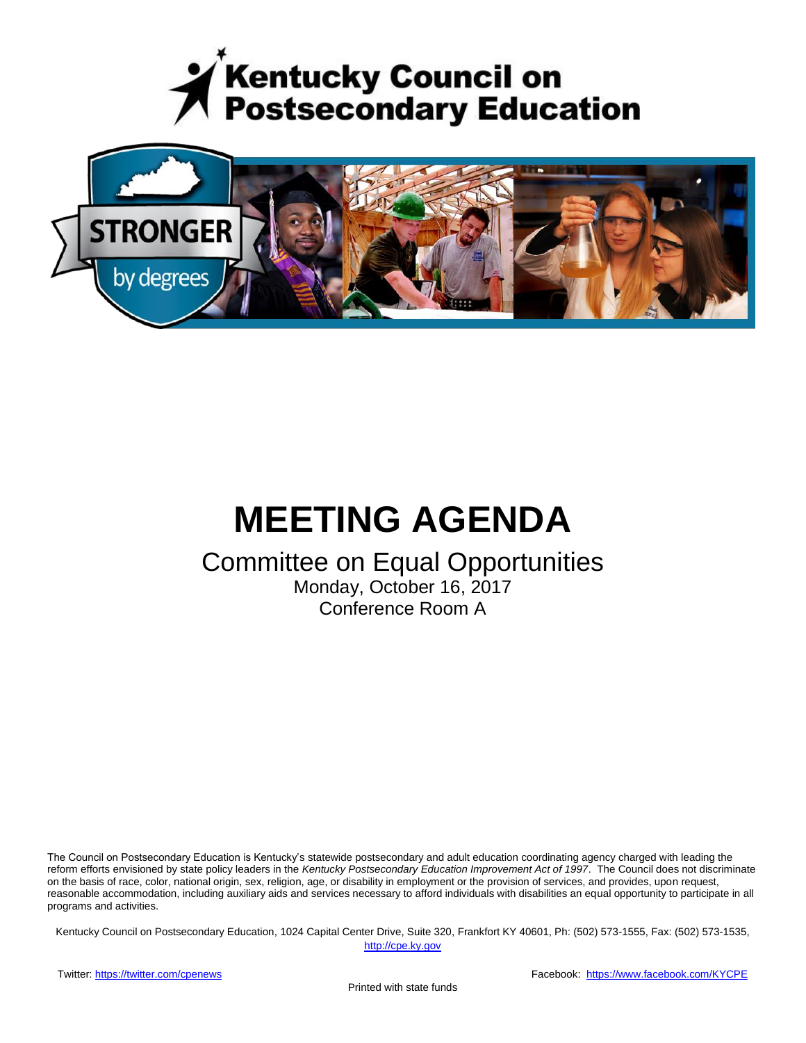# Kentucky Council on Postsecondary Education

STRONGER by degrees

# MEETING AGENDA

## Committee on Equal Opportunities

Monday, October 16, 2017

Conference Room A

The Council on Postsecondary Education is Kentucky's statewide postsecondary and adult education coordinating agency charged with leading the reform efforts envisioned by state policy leaders in the *Kentucky Postsecondary Education Improvement Act of 1997*. The Council does not discriminate on the basis of race, color, national origin, sex, religion, age, or disability in employment or the provision of services, and provides, upon request, reasonable accommodation, including auxiliary aids and services necessary to afford individuals with disabilities an equal opportunity to participate in all programs and activities.

Kentucky Council on Postsecondary Education, 1024 Capital Center Drive, Suite 320, Frankfort KY 40601, Ph: (502) 573-1555, Fax: (502) 573-1535, http://cpe.ky.gov

Twitter: https://twitter.com/cpenews

Facebook: https://www.facebook.com/KYCPE

Printed with state funds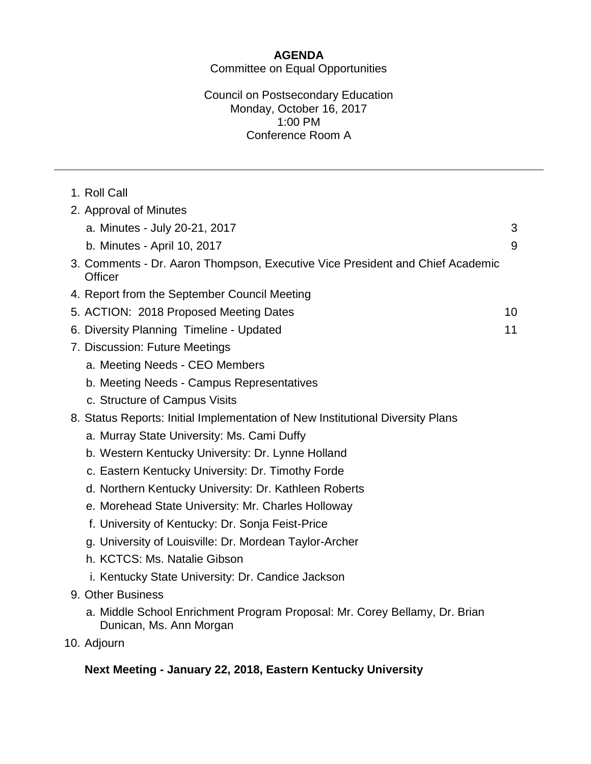**AGENDA**

Committee on Equal Opportunities

Council on Postsecondary Education
Monday, October 16, 2017
1:00 PM
Conference Room A

---

1. Roll Call
2. Approval of Minutes
   a. Minutes - July 20-21, 2017 — 3
   b. Minutes - April 10, 2017 — 9
3. Comments - Dr. Aaron Thompson, Executive Vice President and Chief Academic Officer
4. Report from the September Council Meeting
5. ACTION: 2018 Proposed Meeting Dates — 10
6. Diversity Planning Timeline - Updated — 11
7. Discussion: Future Meetings
   a. Meeting Needs - CEO Members
   b. Meeting Needs - Campus Representatives
   c. Structure of Campus Visits
8. Status Reports: Initial Implementation of New Institutional Diversity Plans
   a. Murray State University: Ms. Cami Duffy
   b. Western Kentucky University: Dr. Lynne Holland
   c. Eastern Kentucky University: Dr. Timothy Forde
   d. Northern Kentucky University: Dr. Kathleen Roberts
   e. Morehead State University: Mr. Charles Holloway
   f. University of Kentucky: Dr. Sonja Feist-Price
   g. University of Louisville: Dr. Mordean Taylor-Archer
   h. KCTCS: Ms. Natalie Gibson
   i. Kentucky State University: Dr. Candice Jackson
9. Other Business
   a. Middle School Enrichment Program Proposal: Mr. Corey Bellamy, Dr. Brian Dunican, Ms. Ann Morgan
10. Adjourn

**Next Meeting - January 22, 2018, Eastern Kentucky University**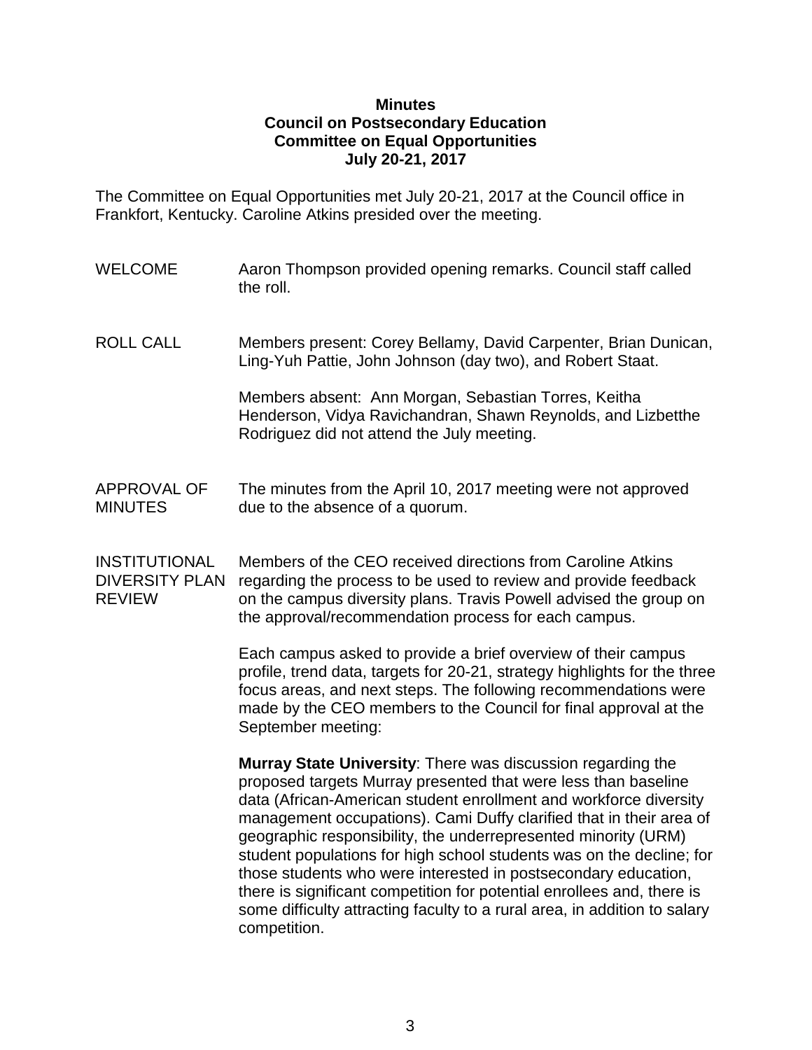**Minutes**
**Council on Postsecondary Education**
**Committee on Equal Opportunities**
**July 20-21, 2017**

The Committee on Equal Opportunities met July 20-21, 2017 at the Council office in Frankfort, Kentucky. Caroline Atkins presided over the meeting.

WELCOME

Aaron Thompson provided opening remarks. Council staff called the roll.

ROLL CALL

Members present: Corey Bellamy, David Carpenter, Brian Dunican, Ling-Yuh Pattie, John Johnson (day two), and Robert Staat.

Members absent: Ann Morgan, Sebastian Torres, Keitha Henderson, Vidya Ravichandran, Shawn Reynolds, and Lizbetthe Rodriguez did not attend the July meeting.

APPROVAL OF MINUTES

The minutes from the April 10, 2017 meeting were not approved due to the absence of a quorum.

INSTITUTIONAL DIVERSITY PLAN REVIEW

Members of the CEO received directions from Caroline Atkins regarding the process to be used to review and provide feedback on the campus diversity plans. Travis Powell advised the group on the approval/recommendation process for each campus.

Each campus asked to provide a brief overview of their campus profile, trend data, targets for 20-21, strategy highlights for the three focus areas, and next steps. The following recommendations were made by the CEO members to the Council for final approval at the September meeting:

**Murray State University**: There was discussion regarding the proposed targets Murray presented that were less than baseline data (African-American student enrollment and workforce diversity management occupations). Cami Duffy clarified that in their area of geographic responsibility, the underrepresented minority (URM) student populations for high school students was on the decline; for those students who were interested in postsecondary education, there is significant competition for potential enrollees and, there is some difficulty attracting faculty to a rural area, in addition to salary competition.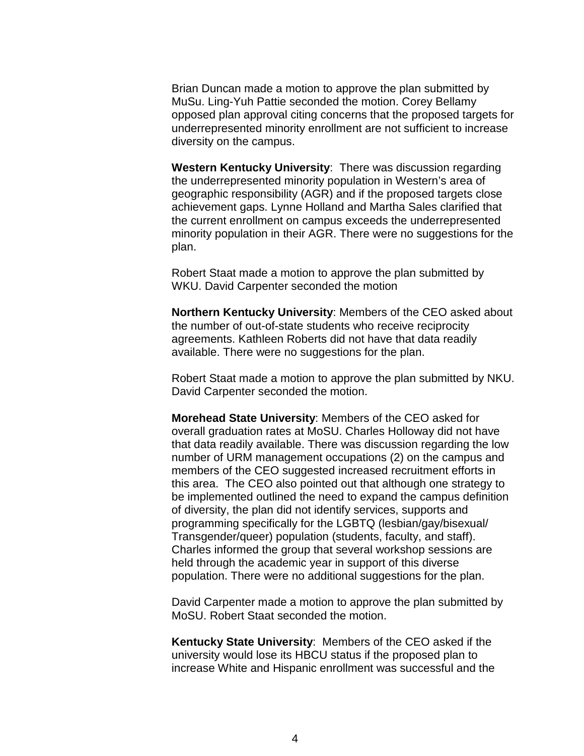Brian Duncan made a motion to approve the plan submitted by MuSu. Ling-Yuh Pattie seconded the motion. Corey Bellamy opposed plan approval citing concerns that the proposed targets for underrepresented minority enrollment are not sufficient to increase diversity on the campus.

**Western Kentucky University**: There was discussion regarding the underrepresented minority population in Western's area of geographic responsibility (AGR) and if the proposed targets close achievement gaps. Lynne Holland and Martha Sales clarified that the current enrollment on campus exceeds the underrepresented minority population in their AGR. There were no suggestions for the plan.

Robert Staat made a motion to approve the plan submitted by WKU. David Carpenter seconded the motion

**Northern Kentucky University**: Members of the CEO asked about the number of out-of-state students who receive reciprocity agreements. Kathleen Roberts did not have that data readily available. There were no suggestions for the plan.

Robert Staat made a motion to approve the plan submitted by NKU. David Carpenter seconded the motion.

**Morehead State University**: Members of the CEO asked for overall graduation rates at MoSU. Charles Holloway did not have that data readily available. There was discussion regarding the low number of URM management occupations (2) on the campus and members of the CEO suggested increased recruitment efforts in this area. The CEO also pointed out that although one strategy to be implemented outlined the need to expand the campus definition of diversity, the plan did not identify services, supports and programming specifically for the LGBTQ (lesbian/gay/bisexual/ Transgender/queer) population (students, faculty, and staff). Charles informed the group that several workshop sessions are held through the academic year in support of this diverse population. There were no additional suggestions for the plan.

David Carpenter made a motion to approve the plan submitted by MoSU. Robert Staat seconded the motion.

**Kentucky State University**: Members of the CEO asked if the university would lose its HBCU status if the proposed plan to increase White and Hispanic enrollment was successful and the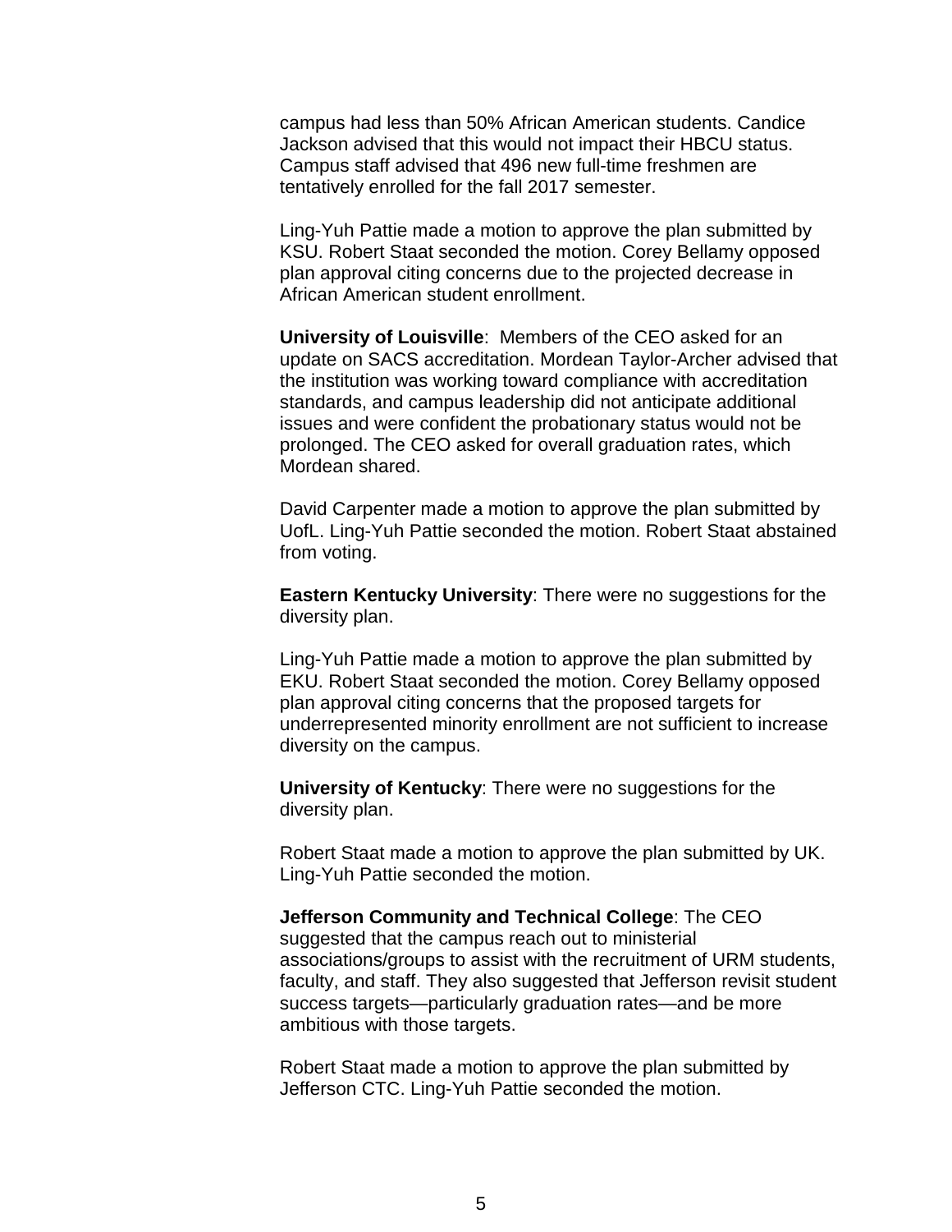campus had less than 50% African American students. Candice Jackson advised that this would not impact their HBCU status. Campus staff advised that 496 new full-time freshmen are tentatively enrolled for the fall 2017 semester.

Ling-Yuh Pattie made a motion to approve the plan submitted by KSU. Robert Staat seconded the motion. Corey Bellamy opposed plan approval citing concerns due to the projected decrease in African American student enrollment.

**University of Louisville**: Members of the CEO asked for an update on SACS accreditation. Mordean Taylor-Archer advised that the institution was working toward compliance with accreditation standards, and campus leadership did not anticipate additional issues and were confident the probationary status would not be prolonged. The CEO asked for overall graduation rates, which Mordean shared.

David Carpenter made a motion to approve the plan submitted by UofL. Ling-Yuh Pattie seconded the motion. Robert Staat abstained from voting.

**Eastern Kentucky University**: There were no suggestions for the diversity plan.

Ling-Yuh Pattie made a motion to approve the plan submitted by EKU. Robert Staat seconded the motion. Corey Bellamy opposed plan approval citing concerns that the proposed targets for underrepresented minority enrollment are not sufficient to increase diversity on the campus.

**University of Kentucky**: There were no suggestions for the diversity plan.

Robert Staat made a motion to approve the plan submitted by UK. Ling-Yuh Pattie seconded the motion.

**Jefferson Community and Technical College**: The CEO suggested that the campus reach out to ministerial associations/groups to assist with the recruitment of URM students, faculty, and staff. They also suggested that Jefferson revisit student success targets—particularly graduation rates—and be more ambitious with those targets.

Robert Staat made a motion to approve the plan submitted by Jefferson CTC. Ling-Yuh Pattie seconded the motion.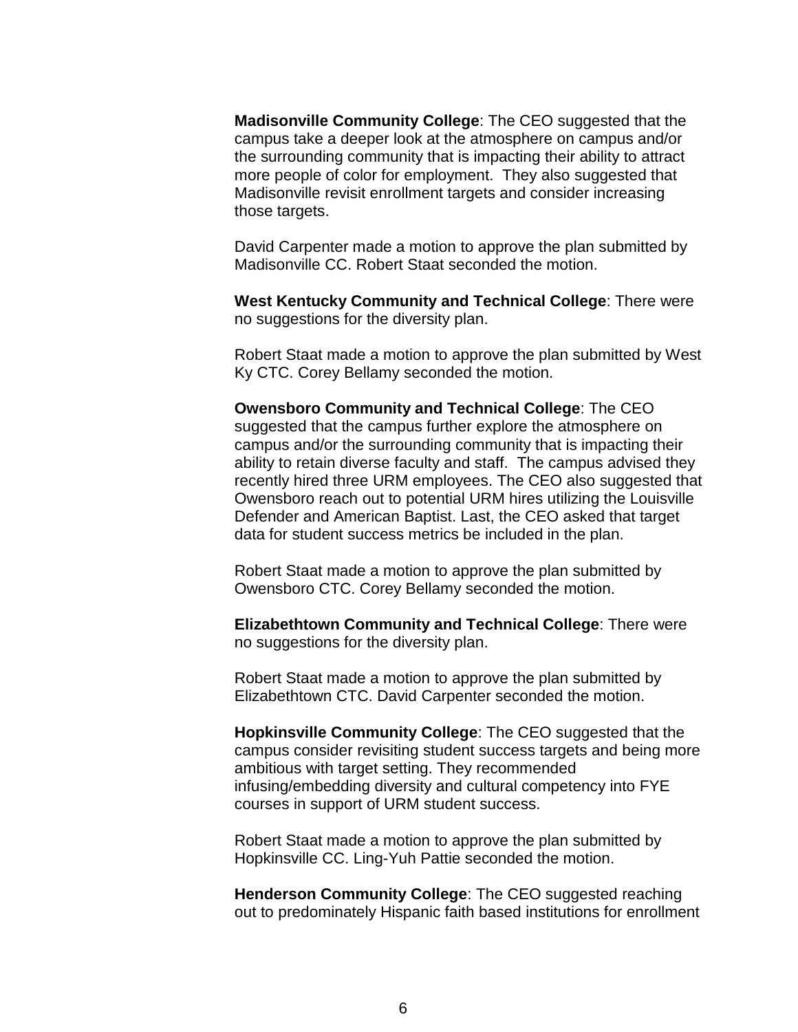**Madisonville Community College**: The CEO suggested that the campus take a deeper look at the atmosphere on campus and/or the surrounding community that is impacting their ability to attract more people of color for employment.  They also suggested that Madisonville revisit enrollment targets and consider increasing those targets.

David Carpenter made a motion to approve the plan submitted by Madisonville CC. Robert Staat seconded the motion.

**West Kentucky Community and Technical College**: There were no suggestions for the diversity plan.

Robert Staat made a motion to approve the plan submitted by West Ky CTC. Corey Bellamy seconded the motion.

**Owensboro Community and Technical College**: The CEO suggested that the campus further explore the atmosphere on campus and/or the surrounding community that is impacting their ability to retain diverse faculty and staff.  The campus advised they recently hired three URM employees. The CEO also suggested that Owensboro reach out to potential URM hires utilizing the Louisville Defender and American Baptist. Last, the CEO asked that target data for student success metrics be included in the plan.

Robert Staat made a motion to approve the plan submitted by Owensboro CTC. Corey Bellamy seconded the motion.

**Elizabethtown Community and Technical College**: There were no suggestions for the diversity plan.

Robert Staat made a motion to approve the plan submitted by Elizabethtown CTC. David Carpenter seconded the motion.

**Hopkinsville Community College**: The CEO suggested that the campus consider revisiting student success targets and being more ambitious with target setting. They recommended infusing/embedding diversity and cultural competency into FYE courses in support of URM student success.

Robert Staat made a motion to approve the plan submitted by Hopkinsville CC. Ling-Yuh Pattie seconded the motion.

**Henderson Community College**: The CEO suggested reaching out to predominately Hispanic faith based institutions for enrollment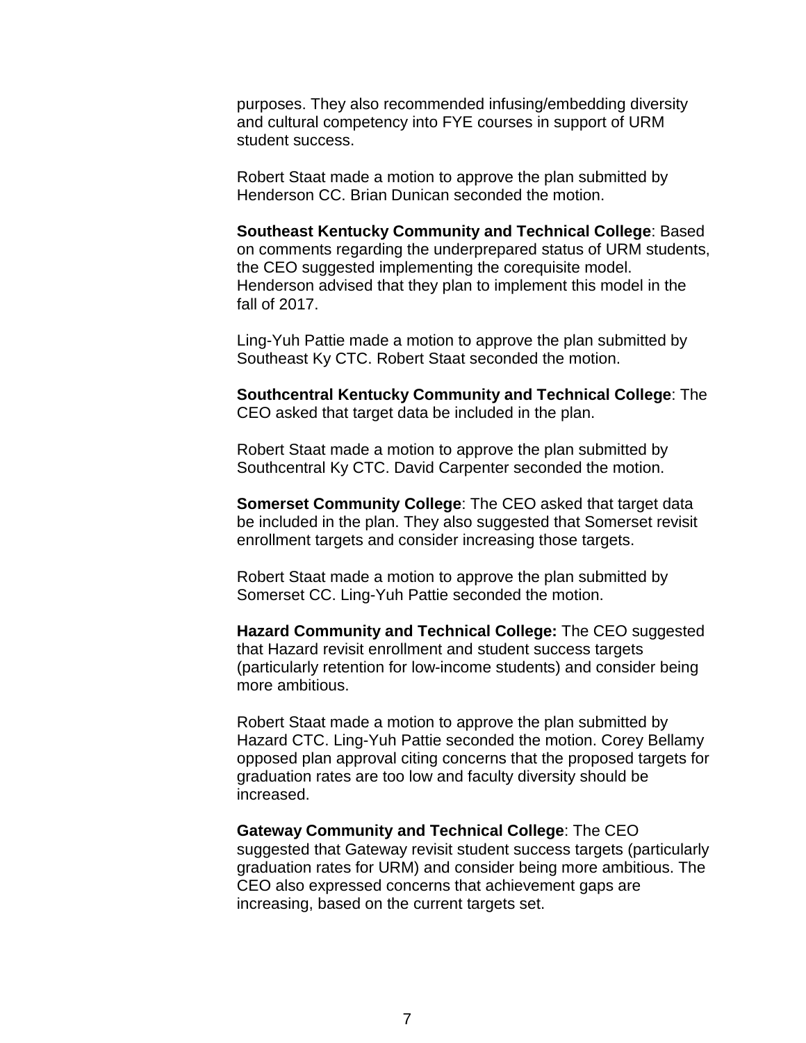purposes. They also recommended infusing/embedding diversity and cultural competency into FYE courses in support of URM student success.

Robert Staat made a motion to approve the plan submitted by Henderson CC. Brian Dunican seconded the motion.

**Southeast Kentucky Community and Technical College**: Based on comments regarding the underprepared status of URM students, the CEO suggested implementing the corequisite model. Henderson advised that they plan to implement this model in the fall of 2017.

Ling-Yuh Pattie made a motion to approve the plan submitted by Southeast Ky CTC. Robert Staat seconded the motion.

**Southcentral Kentucky Community and Technical College**: The CEO asked that target data be included in the plan.

Robert Staat made a motion to approve the plan submitted by Southcentral Ky CTC. David Carpenter seconded the motion.

**Somerset Community College**: The CEO asked that target data be included in the plan. They also suggested that Somerset revisit enrollment targets and consider increasing those targets.

Robert Staat made a motion to approve the plan submitted by Somerset CC. Ling-Yuh Pattie seconded the motion.

**Hazard Community and Technical College:** The CEO suggested that Hazard revisit enrollment and student success targets (particularly retention for low-income students) and consider being more ambitious.

Robert Staat made a motion to approve the plan submitted by Hazard CTC. Ling-Yuh Pattie seconded the motion. Corey Bellamy opposed plan approval citing concerns that the proposed targets for graduation rates are too low and faculty diversity should be increased.

**Gateway Community and Technical College**: The CEO suggested that Gateway revisit student success targets (particularly graduation rates for URM) and consider being more ambitious. The CEO also expressed concerns that achievement gaps are increasing, based on the current targets set.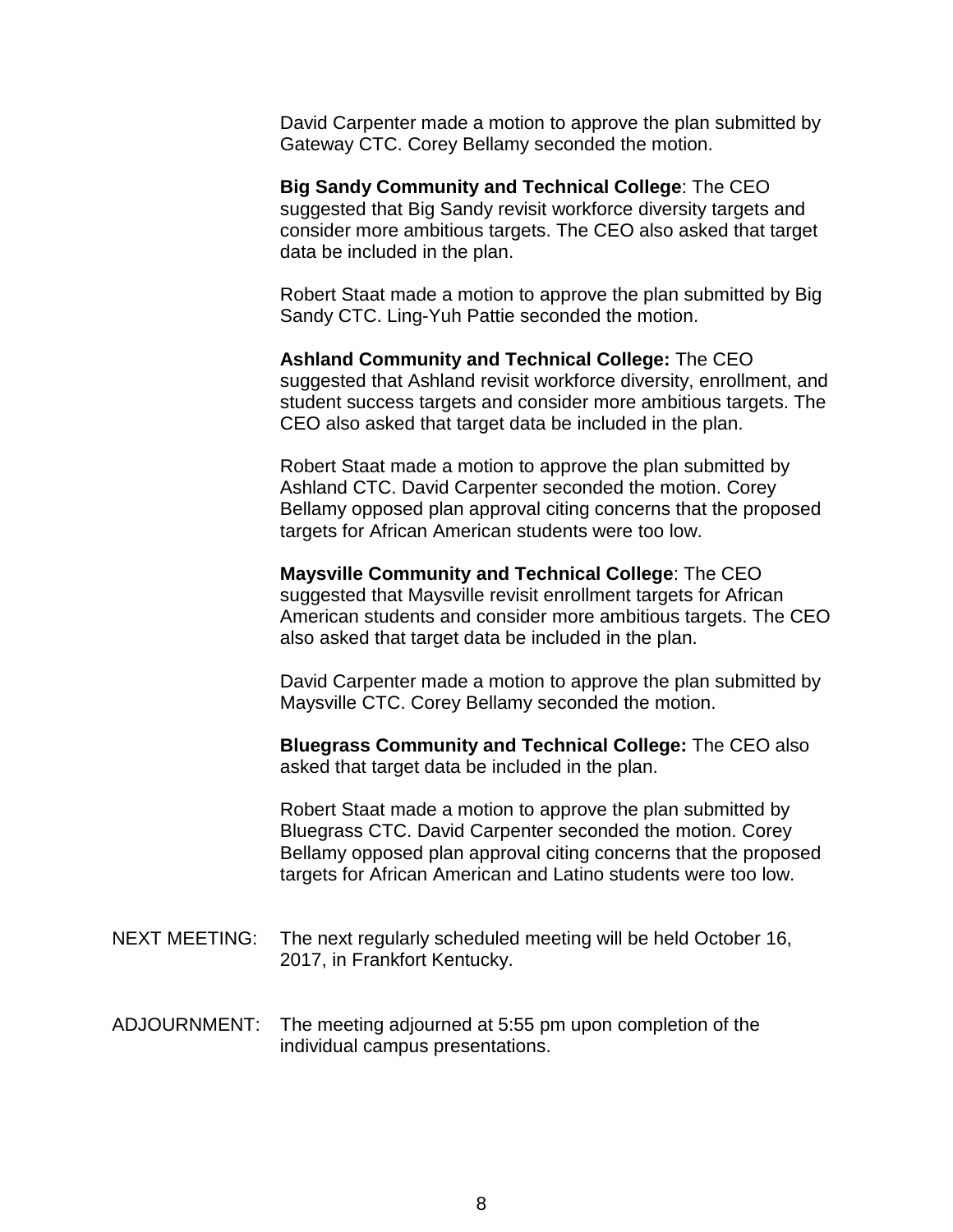David Carpenter made a motion to approve the plan submitted by Gateway CTC. Corey Bellamy seconded the motion.

**Big Sandy Community and Technical College**: The CEO suggested that Big Sandy revisit workforce diversity targets and consider more ambitious targets. The CEO also asked that target data be included in the plan.

Robert Staat made a motion to approve the plan submitted by Big Sandy CTC. Ling-Yuh Pattie seconded the motion.

**Ashland Community and Technical College:** The CEO suggested that Ashland revisit workforce diversity, enrollment, and student success targets and consider more ambitious targets. The CEO also asked that target data be included in the plan.

Robert Staat made a motion to approve the plan submitted by Ashland CTC. David Carpenter seconded the motion. Corey Bellamy opposed plan approval citing concerns that the proposed targets for African American students were too low.

**Maysville Community and Technical College**: The CEO suggested that Maysville revisit enrollment targets for African American students and consider more ambitious targets. The CEO also asked that target data be included in the plan.

David Carpenter made a motion to approve the plan submitted by Maysville CTC. Corey Bellamy seconded the motion.

**Bluegrass Community and Technical College:** The CEO also asked that target data be included in the plan.

Robert Staat made a motion to approve the plan submitted by Bluegrass CTC. David Carpenter seconded the motion. Corey Bellamy opposed plan approval citing concerns that the proposed targets for African American and Latino students were too low.

NEXT MEETING: The next regularly scheduled meeting will be held October 16, 2017, in Frankfort Kentucky.

ADJOURNMENT: The meeting adjourned at 5:55 pm upon completion of the individual campus presentations.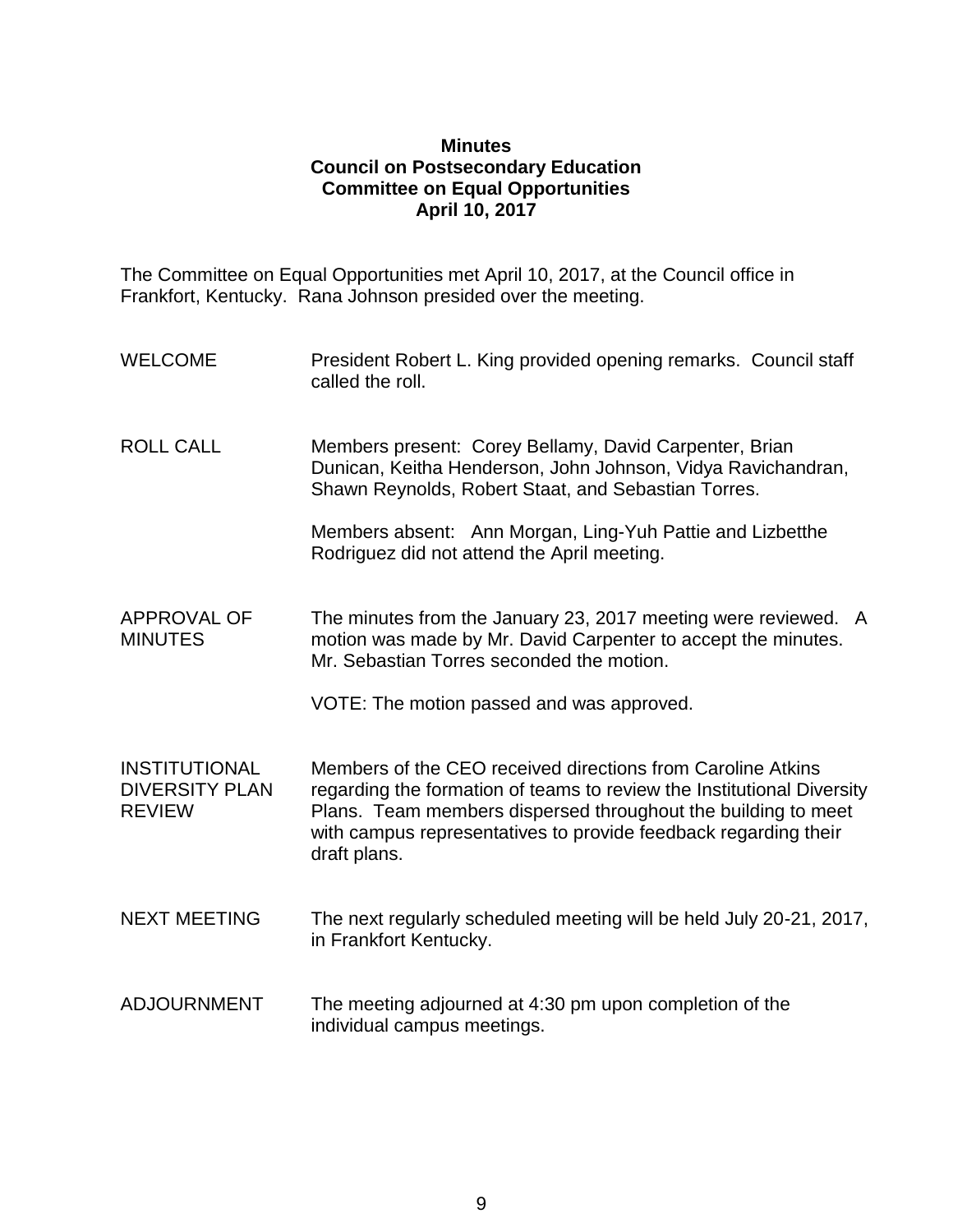**Minutes**
**Council on Postsecondary Education**
**Committee on Equal Opportunities**
**April 10, 2017**

The Committee on Equal Opportunities met April 10, 2017, at the Council office in Frankfort, Kentucky. Rana Johnson presided over the meeting.

| | |
|---|---|
| WELCOME | President Robert L. King provided opening remarks. Council staff called the roll. |
| ROLL CALL | Members present: Corey Bellamy, David Carpenter, Brian Dunican, Keitha Henderson, John Johnson, Vidya Ravichandran, Shawn Reynolds, Robert Staat, and Sebastian Torres.<br><br>Members absent: Ann Morgan, Ling-Yuh Pattie and Lizbetthe Rodriguez did not attend the April meeting. |
| APPROVAL OF MINUTES | The minutes from the January 23, 2017 meeting were reviewed. A motion was made by Mr. David Carpenter to accept the minutes. Mr. Sebastian Torres seconded the motion.<br><br>VOTE: The motion passed and was approved. |
| INSTITUTIONAL DIVERSITY PLAN REVIEW | Members of the CEO received directions from Caroline Atkins regarding the formation of teams to review the Institutional Diversity Plans. Team members dispersed throughout the building to meet with campus representatives to provide feedback regarding their draft plans. |
| NEXT MEETING | The next regularly scheduled meeting will be held July 20-21, 2017, in Frankfort Kentucky. |
| ADJOURNMENT | The meeting adjourned at 4:30 pm upon completion of the individual campus meetings. |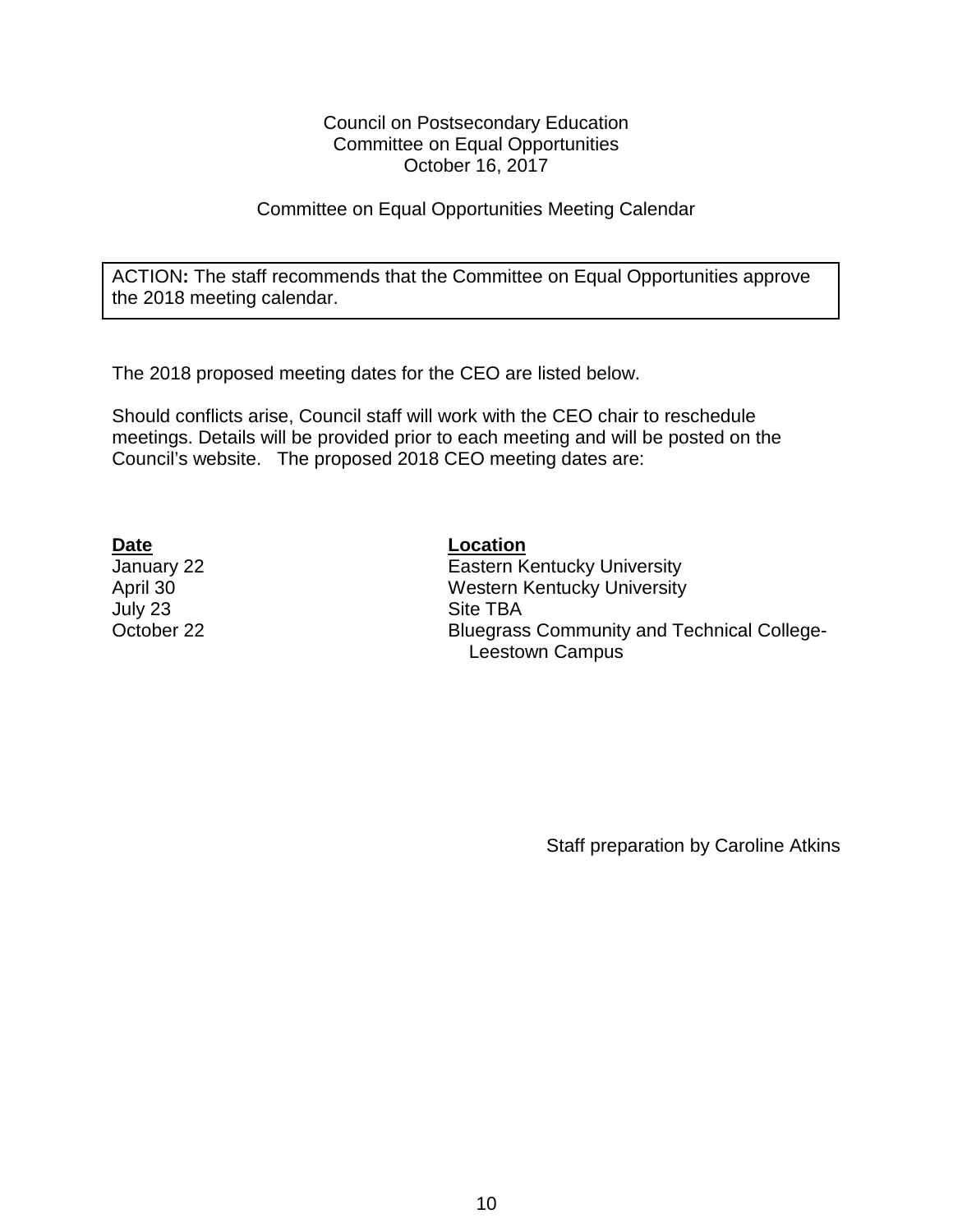Council on Postsecondary Education
Committee on Equal Opportunities
October 16, 2017

Committee on Equal Opportunities Meeting Calendar

> ACTION**:** The staff recommends that the Committee on Equal Opportunities approve the 2018 meeting calendar.

The 2018 proposed meeting dates for the CEO are listed below.

Should conflicts arise, Council staff will work with the CEO chair to reschedule meetings. Details will be provided prior to each meeting and will be posted on the Council's website. The proposed 2018 CEO meeting dates are:

| Date | Location |
| --- | --- |
| January 22 | Eastern Kentucky University |
| April 30 | Western Kentucky University |
| July 23 | Site TBA |
| October 22 | Bluegrass Community and Technical College-Leestown Campus |

Staff preparation by Caroline Atkins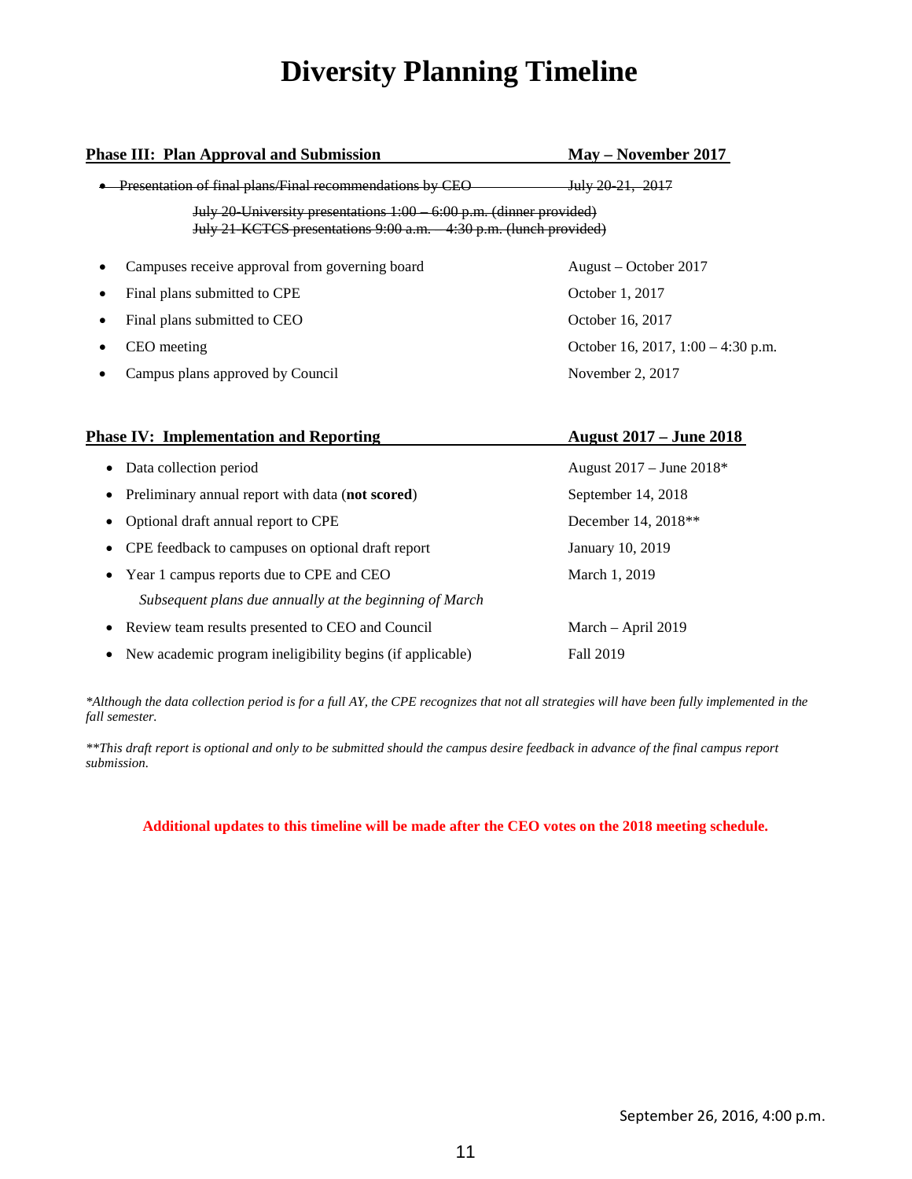# Diversity Planning Timeline

| **Phase III: Plan Approval and Submission** | **May – November 2017** |
|---|---|
| • ~~Presentation of final plans/Final recommendations by CEO~~ | ~~July 20-21, 2017~~ |
| ~~July 20-University presentations 1:00 – 6:00 p.m. (dinner provided)~~ | |
| ~~July 21-KCTCS presentations 9:00 a.m. – 4:30 p.m. (lunch provided)~~ | |
| • Campuses receive approval from governing board | August – October 2017 |
| • Final plans submitted to CPE | October 1, 2017 |
| • Final plans submitted to CEO | October 16, 2017 |
| • CEO meeting | October 16, 2017, 1:00 – 4:30 p.m. |
| • Campus plans approved by Council | November 2, 2017 |

| **Phase IV: Implementation and Reporting** | **August 2017 – June 2018** |
|---|---|
| • Data collection period | August 2017 – June 2018* |
| • Preliminary annual report with data (**not scored**) | September 14, 2018 |
| • Optional draft annual report to CPE | December 14, 2018** |
| • CPE feedback to campuses on optional draft report | January 10, 2019 |
| • Year 1 campus reports due to CPE and CEO | March 1, 2019 |
| *Subsequent plans due annually at the beginning of March* | |
| • Review team results presented to CEO and Council | March – April 2019 |
| • New academic program ineligibility begins (if applicable) | Fall 2019 |

*\*Although the data collection period is for a full AY, the CPE recognizes that not all strategies will have been fully implemented in the fall semester.*

*\*\*This draft report is optional and only to be submitted should the campus desire feedback in advance of the final campus report submission.*

**Additional updates to this timeline will be made after the CEO votes on the 2018 meeting schedule.**

September 26, 2016, 4:00 p.m.